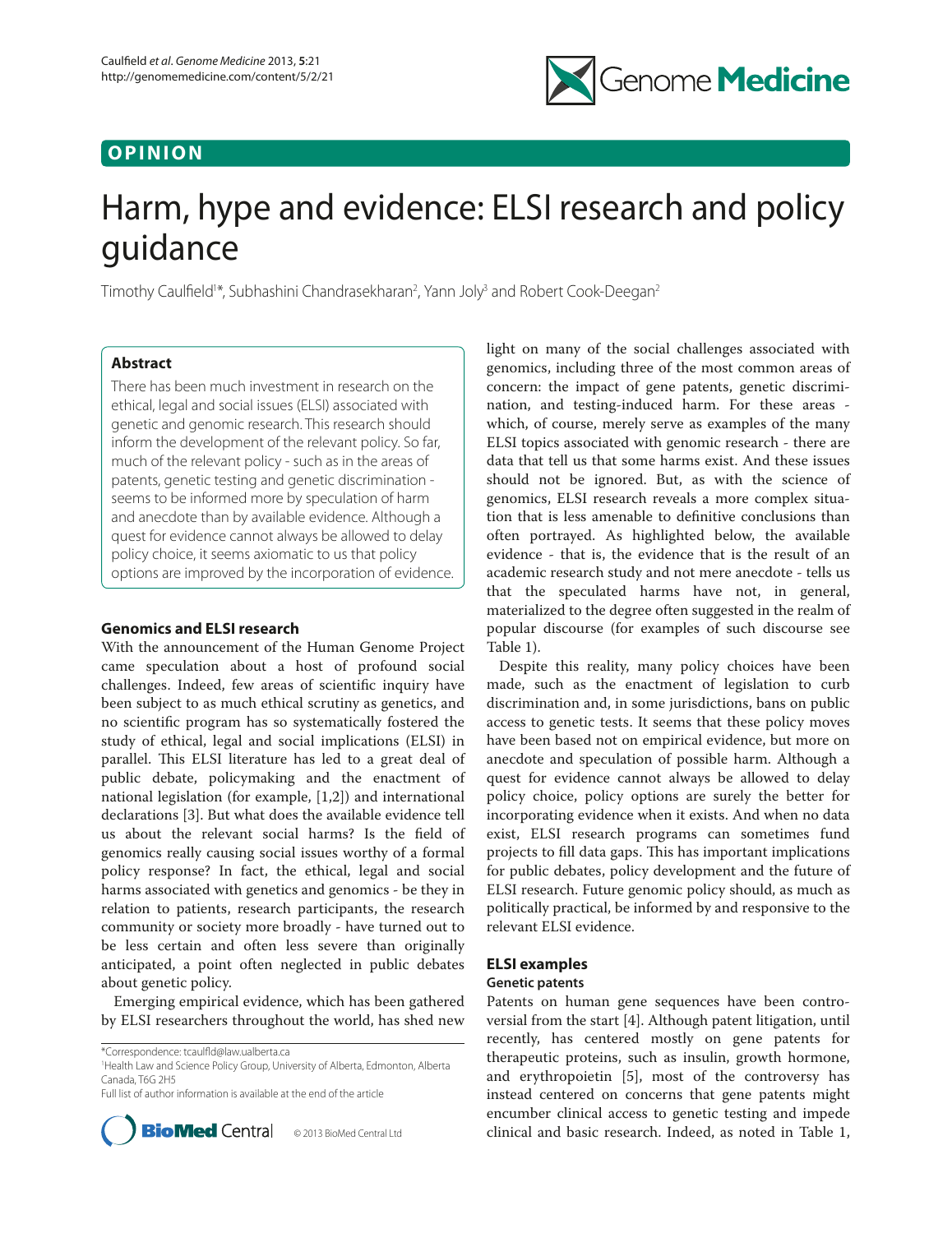OPINION

# Harm, hype and evidence: ELSI research and policy guidance

Timothy Caulfield[1]*, Subhashini Chandrasekharan[2], Yann Joly[3] and Robert Cook-Deegan[2]

## Abstract

There has been much investment in research on the ethical, legal and social issues (ELSI) associated with genetic and genomic research. This research should inform the development of the relevant policy. So far, much of the relevant policy - such as in the areas of patents, genetic testing and genetic discrimination - seems to be informed more by speculation of harm and anecdote than by available evidence. Although a quest for evidence cannot always be allowed to delay policy choice, it seems axiomatic to us that policy options are improved by the incorporation of evidence.

## Genomics and ELSI research

With the announcement of the Human Genome Project came speculation about a host of profound social challenges. Indeed, few areas of scientific inquiry have been subject to as much ethical scrutiny as genetics, and no scientific program has so systematically fostered the study of ethical, legal and social implications (ELSI) in parallel. This ELSI literature has led to a great deal of public debate, policymaking and the enactment of national legislation (for example, [1,2]) and international declarations [3]. But what does the available evidence tell us about the relevant social harms? Is the field of genomics really causing social issues worthy of a formal policy response? In fact, the ethical, legal and social harms associated with genetics and genomics - be they in relation to patients, research participants, the research community or society more broadly - have turned out to be less certain and often less severe than originally anticipated, a point often neglected in public debates about genetic policy.

Emerging empirical evidence, which has been gathered by ELSI researchers throughout the world, has shed new light on many of the social challenges associated with genomics, including three of the most common areas of concern: the impact of gene patents, genetic discrimination, and testing-induced harm. For these areas - which, of course, merely serve as examples of the many ELSI topics associated with genomic research - there are data that tell us that some harms exist. And these issues should not be ignored. But, as with the science of genomics, ELSI research reveals a more complex situation that is less amenable to definitive conclusions than often portrayed. As highlighted below, the available evidence - that is, the evidence that is the result of an academic research study and not mere anecdote - tells us that the speculated harms have not, in general, materialized to the degree often suggested in the realm of popular discourse (for examples of such discourse see Table 1).

Despite this reality, many policy choices have been made, such as the enactment of legislation to curb discrimination and, in some jurisdictions, bans on public access to genetic tests. It seems that these policy moves have been based not on empirical evidence, but more on anecdote and speculation of possible harm. Although a quest for evidence cannot always be allowed to delay policy choice, policy options are surely the better for incorporating evidence when it exists. And when no data exist, ELSI research programs can sometimes fund projects to fill data gaps. This has important implications for public debates, policy development and the future of ELSI research. Future genomic policy should, as much as politically practical, be informed by and responsive to the relevant ELSI evidence.

## ELSI examples

### Genetic patents

Patents on human gene sequences have been controversial from the start [4]. Although patent litigation, until recently, has centered mostly on gene patents for therapeutic proteins, such as insulin, growth hormone, and erythropoietin [5], most of the controversy has instead centered on concerns that gene patents might encumber clinical access to genetic testing and impede clinical and basic research. Indeed, as noted in Table 1,

*Correspondence: tcaulfld@law.ualberta.ca
[1]Health Law and Science Policy Group, University of Alberta, Edmonton, Alberta Canada, T6G 2H5
Full list of author information is available at the end of the article

© 2013 BioMed Central Ltd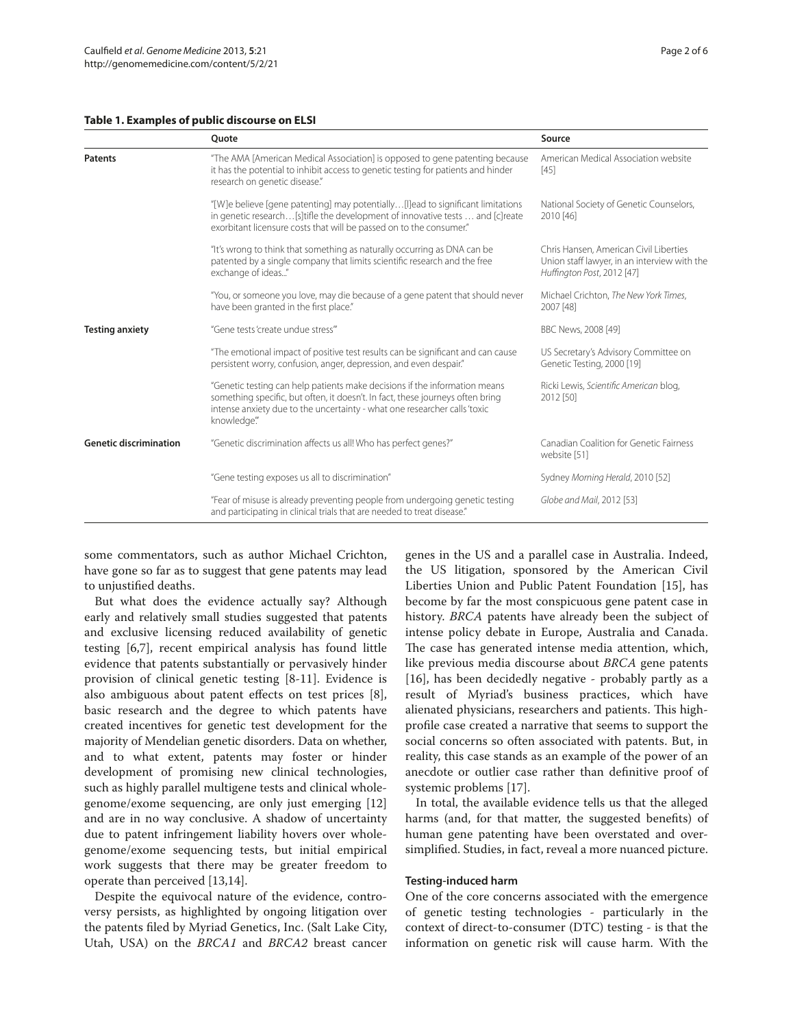**Table 1. Examples of public discourse on ELSI**

| | Quote | Source |
|---|---|---|
| **Patents** | "The AMA [American Medical Association] is opposed to gene patenting because it has the potential to inhibit access to genetic testing for patients and hinder research on genetic disease." | American Medical Association website [45] |
| | "[W]e believe [gene patenting] may potentially…[l]ead to significant limitations in genetic research…[s]tifle the development of innovative tests … and [c]reate exorbitant licensure costs that will be passed on to the consumer." | National Society of Genetic Counselors, 2010 [46] |
| | "It's wrong to think that something as naturally occurring as DNA can be patented by a single company that limits scientific research and the free exchange of ideas..." | Chris Hansen, American Civil Liberties Union staff lawyer, in an interview with the *Huffington Post*, 2012 [47] |
| | "You, or someone you love, may die because of a gene patent that should never have been granted in the first place." | Michael Crichton, *The New York Times*, 2007 [48] |
| **Testing anxiety** | "Gene tests 'create undue stress'" | BBC News, 2008 [49] |
| | "The emotional impact of positive test results can be significant and can cause persistent worry, confusion, anger, depression, and even despair." | US Secretary's Advisory Committee on Genetic Testing, 2000 [19] |
| | "Genetic testing can help patients make decisions if the information means something specific, but often, it doesn't. In fact, these journeys often bring intense anxiety due to the uncertainty - what one researcher calls 'toxic knowledge.'" | Ricki Lewis, *Scientific American* blog, 2012 [50] |
| **Genetic discrimination** | "Genetic discrimination affects us all! Who has perfect genes?" | Canadian Coalition for Genetic Fairness website [51] |
| | "Gene testing exposes us all to discrimination" | Sydney *Morning Herald*, 2010 [52] |
| | "Fear of misuse is already preventing people from undergoing genetic testing and participating in clinical trials that are needed to treat disease." | *Globe and Mail*, 2012 [53] |

some commentators, such as author Michael Crichton, have gone so far as to suggest that gene patents may lead to unjustified deaths.

But what does the evidence actually say? Although early and relatively small studies suggested that patents and exclusive licensing reduced availability of genetic testing [6,7], recent empirical analysis has found little evidence that patents substantially or pervasively hinder provision of clinical genetic testing [8-11]. Evidence is also ambiguous about patent effects on test prices [8], basic research and the degree to which patents have created incentives for genetic test development for the majority of Mendelian genetic disorders. Data on whether, and to what extent, patents may foster or hinder development of promising new clinical technologies, such as highly parallel multigene tests and clinical whole-genome/exome sequencing, are only just emerging [12] and are in no way conclusive. A shadow of uncertainty due to patent infringement liability hovers over whole-genome/exome sequencing tests, but initial empirical work suggests that there may be greater freedom to operate than perceived [13,14].

Despite the equivocal nature of the evidence, controversy persists, as highlighted by ongoing litigation over the patents filed by Myriad Genetics, Inc. (Salt Lake City, Utah, USA) on the *BRCA1* and *BRCA2* breast cancer genes in the US and a parallel case in Australia. Indeed, the US litigation, sponsored by the American Civil Liberties Union and Public Patent Foundation [15], has become by far the most conspicuous gene patent case in history. *BRCA* patents have already been the subject of intense policy debate in Europe, Australia and Canada. The case has generated intense media attention, which, like previous media discourse about *BRCA* gene patents [16], has been decidedly negative - probably partly as a result of Myriad's business practices, which have alienated physicians, researchers and patients. This high-profile case created a narrative that seems to support the social concerns so often associated with patents. But, in reality, this case stands as an example of the power of an anecdote or outlier case rather than definitive proof of systemic problems [17].

In total, the available evidence tells us that the alleged harms (and, for that matter, the suggested benefits) of human gene patenting have been overstated and oversimplified. Studies, in fact, reveal a more nuanced picture.

#### Testing-induced harm

One of the core concerns associated with the emergence of genetic testing technologies - particularly in the context of direct-to-consumer (DTC) testing - is that the information on genetic risk will cause harm. With the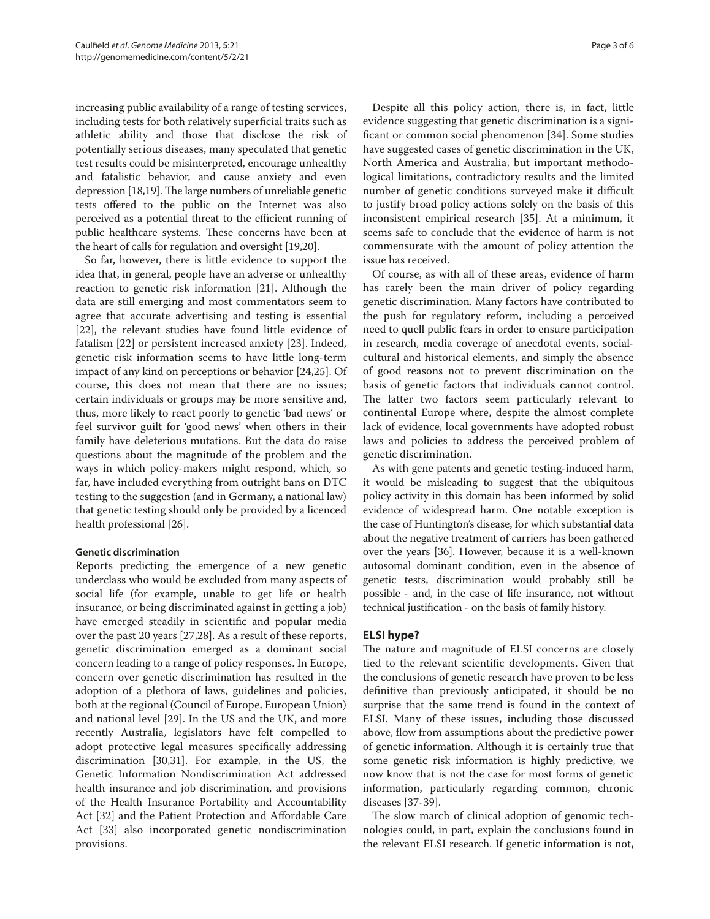increasing public availability of a range of testing services, including tests for both relatively superficial traits such as athletic ability and those that disclose the risk of potentially serious diseases, many speculated that genetic test results could be misinterpreted, encourage unhealthy and fatalistic behavior, and cause anxiety and even depression [18,19]. The large numbers of unreliable genetic tests offered to the public on the Internet was also perceived as a potential threat to the efficient running of public healthcare systems. These concerns have been at the heart of calls for regulation and oversight [19,20].

So far, however, there is little evidence to support the idea that, in general, people have an adverse or unhealthy reaction to genetic risk information [21]. Although the data are still emerging and most commentators seem to agree that accurate advertising and testing is essential [22], the relevant studies have found little evidence of fatalism [22] or persistent increased anxiety [23]. Indeed, genetic risk information seems to have little long-term impact of any kind on perceptions or behavior [24,25]. Of course, this does not mean that there are no issues; certain individuals or groups may be more sensitive and, thus, more likely to react poorly to genetic 'bad news' or feel survivor guilt for 'good news' when others in their family have deleterious mutations. But the data do raise questions about the magnitude of the problem and the ways in which policy-makers might respond, which, so far, have included everything from outright bans on DTC testing to the suggestion (and in Germany, a national law) that genetic testing should only be provided by a licenced health professional [26].

### Genetic discrimination

Reports predicting the emergence of a new genetic underclass who would be excluded from many aspects of social life (for example, unable to get life or health insurance, or being discriminated against in getting a job) have emerged steadily in scientific and popular media over the past 20 years [27,28]. As a result of these reports, genetic discrimination emerged as a dominant social concern leading to a range of policy responses. In Europe, concern over genetic discrimination has resulted in the adoption of a plethora of laws, guidelines and policies, both at the regional (Council of Europe, European Union) and national level [29]. In the US and the UK, and more recently Australia, legislators have felt compelled to adopt protective legal measures specifically addressing discrimination [30,31]. For example, in the US, the Genetic Information Nondiscrimination Act addressed health insurance and job discrimination, and provisions of the Health Insurance Portability and Accountability Act [32] and the Patient Protection and Affordable Care Act [33] also incorporated genetic nondiscrimination provisions.

Despite all this policy action, there is, in fact, little evidence suggesting that genetic discrimination is a significant or common social phenomenon [34]. Some studies have suggested cases of genetic discrimination in the UK, North America and Australia, but important methodological limitations, contradictory results and the limited number of genetic conditions surveyed make it difficult to justify broad policy actions solely on the basis of this inconsistent empirical research [35]. At a minimum, it seems safe to conclude that the evidence of harm is not commensurate with the amount of policy attention the issue has received.

Of course, as with all of these areas, evidence of harm has rarely been the main driver of policy regarding genetic discrimination. Many factors have contributed to the push for regulatory reform, including a perceived need to quell public fears in order to ensure participation in research, media coverage of anecdotal events, social-cultural and historical elements, and simply the absence of good reasons not to prevent discrimination on the basis of genetic factors that individuals cannot control. The latter two factors seem particularly relevant to continental Europe where, despite the almost complete lack of evidence, local governments have adopted robust laws and policies to address the perceived problem of genetic discrimination.

As with gene patents and genetic testing-induced harm, it would be misleading to suggest that the ubiquitous policy activity in this domain has been informed by solid evidence of widespread harm. One notable exception is the case of Huntington's disease, for which substantial data about the negative treatment of carriers has been gathered over the years [36]. However, because it is a well-known autosomal dominant condition, even in the absence of genetic tests, discrimination would probably still be possible - and, in the case of life insurance, not without technical justification - on the basis of family history.

## ELSI hype?

The nature and magnitude of ELSI concerns are closely tied to the relevant scientific developments. Given that the conclusions of genetic research have proven to be less definitive than previously anticipated, it should be no surprise that the same trend is found in the context of ELSI. Many of these issues, including those discussed above, flow from assumptions about the predictive power of genetic information. Although it is certainly true that some genetic risk information is highly predictive, we now know that is not the case for most forms of genetic information, particularly regarding common, chronic diseases [37-39].

The slow march of clinical adoption of genomic technologies could, in part, explain the conclusions found in the relevant ELSI research. If genetic information is not,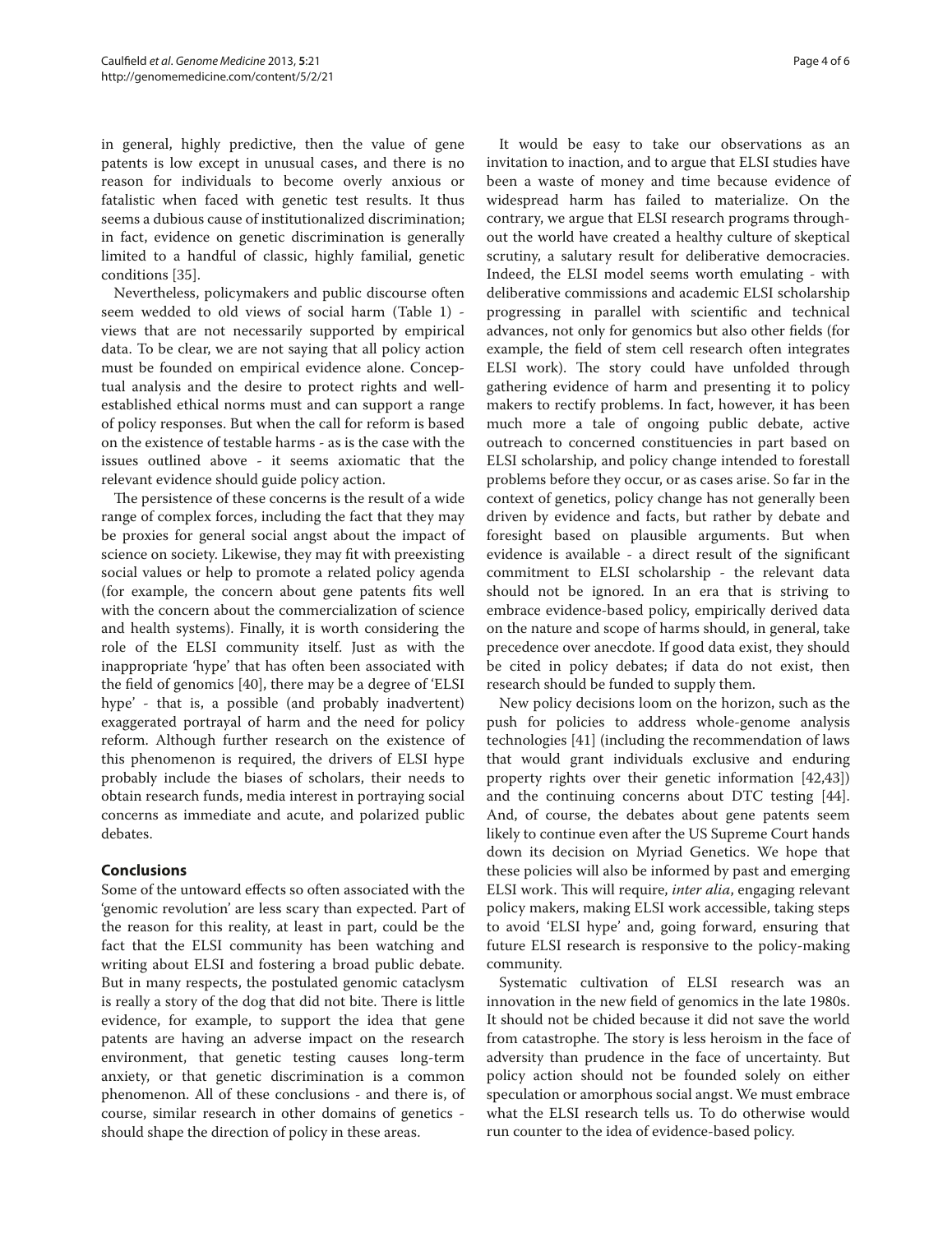in general, highly predictive, then the value of gene patents is low except in unusual cases, and there is no reason for individuals to become overly anxious or fatalistic when faced with genetic test results. It thus seems a dubious cause of institutionalized discrimination; in fact, evidence on genetic discrimination is generally limited to a handful of classic, highly familial, genetic conditions [35].

Nevertheless, policymakers and public discourse often seem wedded to old views of social harm (Table 1) - views that are not necessarily supported by empirical data. To be clear, we are not saying that all policy action must be founded on empirical evidence alone. Conceptual analysis and the desire to protect rights and well-established ethical norms must and can support a range of policy responses. But when the call for reform is based on the existence of testable harms - as is the case with the issues outlined above - it seems axiomatic that the relevant evidence should guide policy action.

The persistence of these concerns is the result of a wide range of complex forces, including the fact that they may be proxies for general social angst about the impact of science on society. Likewise, they may fit with preexisting social values or help to promote a related policy agenda (for example, the concern about gene patents fits well with the concern about the commercialization of science and health systems). Finally, it is worth considering the role of the ELSI community itself. Just as with the inappropriate 'hype' that has often been associated with the field of genomics [40], there may be a degree of 'ELSI hype' - that is, a possible (and probably inadvertent) exaggerated portrayal of harm and the need for policy reform. Although further research on the existence of this phenomenon is required, the drivers of ELSI hype probably include the biases of scholars, their needs to obtain research funds, media interest in portraying social concerns as immediate and acute, and polarized public debates.

## Conclusions

Some of the untoward effects so often associated with the 'genomic revolution' are less scary than expected. Part of the reason for this reality, at least in part, could be the fact that the ELSI community has been watching and writing about ELSI and fostering a broad public debate. But in many respects, the postulated genomic cataclysm is really a story of the dog that did not bite. There is little evidence, for example, to support the idea that gene patents are having an adverse impact on the research environment, that genetic testing causes long-term anxiety, or that genetic discrimination is a common phenomenon. All of these conclusions - and there is, of course, similar research in other domains of genetics - should shape the direction of policy in these areas.

It would be easy to take our observations as an invitation to inaction, and to argue that ELSI studies have been a waste of money and time because evidence of widespread harm has failed to materialize. On the contrary, we argue that ELSI research programs throughout the world have created a healthy culture of skeptical scrutiny, a salutary result for deliberative democracies. Indeed, the ELSI model seems worth emulating - with deliberative commissions and academic ELSI scholarship progressing in parallel with scientific and technical advances, not only for genomics but also other fields (for example, the field of stem cell research often integrates ELSI work). The story could have unfolded through gathering evidence of harm and presenting it to policy makers to rectify problems. In fact, however, it has been much more a tale of ongoing public debate, active outreach to concerned constituencies in part based on ELSI scholarship, and policy change intended to forestall problems before they occur, or as cases arise. So far in the context of genetics, policy change has not generally been driven by evidence and facts, but rather by debate and foresight based on plausible arguments. But when evidence is available - a direct result of the significant commitment to ELSI scholarship - the relevant data should not be ignored. In an era that is striving to embrace evidence-based policy, empirically derived data on the nature and scope of harms should, in general, take precedence over anecdote. If good data exist, they should be cited in policy debates; if data do not exist, then research should be funded to supply them.

New policy decisions loom on the horizon, such as the push for policies to address whole-genome analysis technologies [41] (including the recommendation of laws that would grant individuals exclusive and enduring property rights over their genetic information [42,43]) and the continuing concerns about DTC testing [44]. And, of course, the debates about gene patents seem likely to continue even after the US Supreme Court hands down its decision on Myriad Genetics. We hope that these policies will also be informed by past and emerging ELSI work. This will require, *inter alia*, engaging relevant policy makers, making ELSI work accessible, taking steps to avoid 'ELSI hype' and, going forward, ensuring that future ELSI research is responsive to the policy-making community.

Systematic cultivation of ELSI research was an innovation in the new field of genomics in the late 1980s. It should not be chided because it did not save the world from catastrophe. The story is less heroism in the face of adversity than prudence in the face of uncertainty. But policy action should not be founded solely on either speculation or amorphous social angst. We must embrace what the ELSI research tells us. To do otherwise would run counter to the idea of evidence-based policy.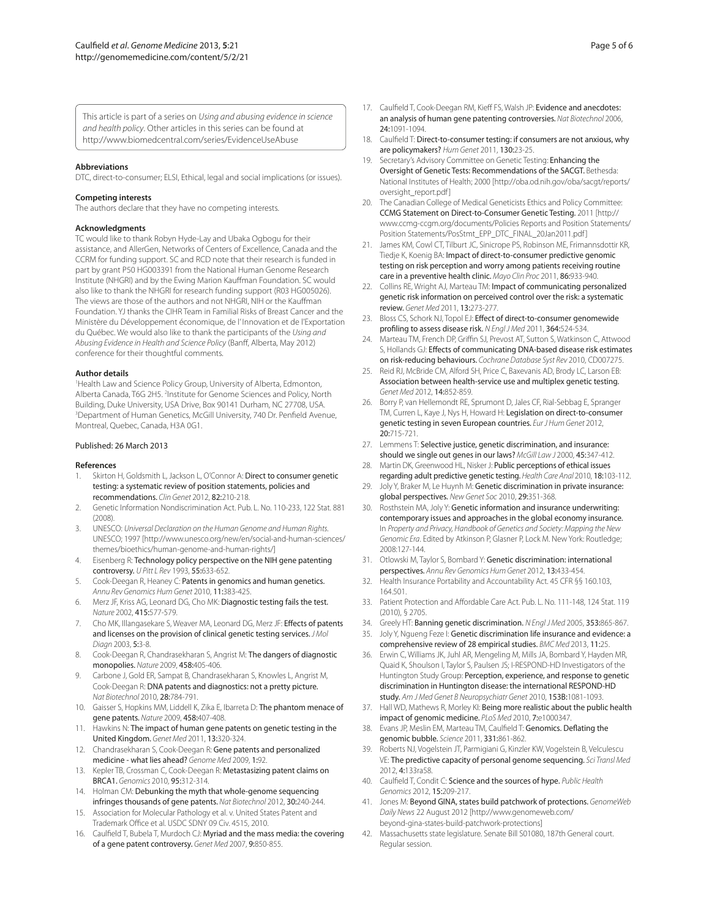This article is part of a series on *Using and abusing evidence in science and health policy*. Other articles in this series can be found at http://www.biomedcentral.com/series/EvidenceUseAbuse

### Abbreviations

DTC, direct-to-consumer; ELSI, Ethical, legal and social implications (or issues).

### Competing interests

The authors declare that they have no competing interests.

### Acknowledgments

TC would like to thank Robyn Hyde-Lay and Ubaka Ogbogu for their assistance, and AllerGen, Networks of Centers of Excellence, Canada and the CCRM for funding support. SC and RCD note that their research is funded in part by grant P50 HG003391 from the National Human Genome Research Institute (NHGRI) and by the Ewing Marion Kauffman Foundation. SC would also like to thank the NHGRI for research funding support (R03 HG005026). The views are those of the authors and not NHGRI, NIH or the Kauffman Foundation. YJ thanks the CIHR Team in Familial Risks of Breast Cancer and the Ministère du Développement économique, de l'Innovation et de l'Exportation du Québec. We would also like to thank the participants of the *Using and Abusing Evidence in Health and Science Policy* (Banff, Alberta, May 2012) conference for their thoughtful comments.

### Author details

[1]Health Law and Science Policy Group, University of Alberta, Edmonton, Alberta Canada, T6G 2H5. [2]Institute for Genome Sciences and Policy, North Building, Duke University, USA Drive, Box 90141 Durham, NC 27708, USA. [3]Department of Human Genetics, McGill University, 740 Dr. Penfield Avenue, Montreal, Quebec, Canada, H3A 0G1.

Published: 26 March 2013

### References

1. Skirton H, Goldsmith L, Jackson L, O'Connor A: **Direct to consumer genetic testing: a systematic review of position statements, policies and recommendations.** *Clin Genet* 2012, **82:**210-218.
2. Genetic Information Nondiscrimination Act. Pub. L. No. 110-233, 122 Stat. 881 (2008).
3. UNESCO: *Universal Declaration on the Human Genome and Human Rights.* UNESCO; 1997 [http://www.unesco.org/new/en/social-and-human-sciences/themes/bioethics/human-genome-and-human-rights/]
4. Eisenberg R: **Technology policy perspective on the NIH gene patenting controversy.** *U Pitt L Rev* 1993, **55:**633-652.
5. Cook-Deegan R, Heaney C: **Patents in genomics and human genetics.** *Annu Rev Genomics Hum Genet* 2010, **11:**383-425.
6. Merz JF, Kriss AG, Leonard DG, Cho MK: **Diagnostic testing fails the test.** *Nature* 2002, **415:**577-579.
7. Cho MK, Illangasekare S, Weaver MA, Leonard DG, Merz JF: **Effects of patents and licenses on the provision of clinical genetic testing services.** *J Mol Diagn* 2003, **5:**3-8.
8. Cook-Deegan R, Chandrasekharan S, Angrist M: **The dangers of diagnostic monopolies.** *Nature* 2009, **458:**405-406.
9. Carbone J, Gold ER, Sampat B, Chandrasekharan S, Knowles L, Angrist M, Cook-Deegan R: **DNA patents and diagnostics: not a pretty picture.** *Nat Biotechnol* 2010, **28:**784-791.
10. Gaisser S, Hopkins MM, Liddell K, Zika E, Ibarreta D: **The phantom menace of gene patents.** *Nature* 2009, **458:**407-408.
11. Hawkins N: **The impact of human gene patents on genetic testing in the United Kingdom.** *Genet Med* 2011, **13:**320-324.
12. Chandrasekharan S, Cook-Deegan R: **Gene patents and personalized medicine - what lies ahead?** *Genome Med* 2009, **1:**92.
13. Kepler TB, Crossman C, Cook-Deegan R: **Metastasizing patent claims on BRCA1.** *Genomics* 2010, **95:**312-314.
14. Holman CM: **Debunking the myth that whole-genome sequencing infringes thousands of gene patents.** *Nat Biotechnol* 2012, **30:**240-244.
15. Association for Molecular Pathology et al. v. United States Patent and Trademark Office et al. USDC SDNY 09 Civ. 4515, 2010.
16. Caulfield T, Bubela T, Murdoch CJ: **Myriad and the mass media: the covering of a gene patent controversy.** *Genet Med* 2007, **9:**850-855.
17. Caulfield T, Cook-Deegan RM, Kieff FS, Walsh JP: **Evidence and anecdotes: an analysis of human gene patenting controversies.** *Nat Biotechnol* 2006, **24:**1091-1094.
18. Caulfield T: **Direct-to-consumer testing: if consumers are not anxious, why are policymakers?** *Hum Genet* 2011, **130:**23-25.
19. Secretary's Advisory Committee on Genetic Testing: **Enhancing the Oversight of Genetic Tests: Recommendations of the SACGT.** Bethesda: National Institutes of Health; 2000 [http://oba.od.nih.gov/oba/sacgt/reports/oversight_report.pdf]
20. The Canadian College of Medical Geneticists Ethics and Policy Committee: **CCMG Statement on Direct-to-Consumer Genetic Testing.** 2011 [http://www.ccmg-ccgm.org/documents/Policies Reports and Position Statements/Position Statements/PosStmt_EPP_DTC_FINAL_20Jan2011.pdf]
21. James KM, Cowl CT, Tilburt JC, Sinicrope PS, Robinson ME, Frimannsdottir KR, Tiedje K, Koenig BA: **Impact of direct-to-consumer predictive genomic testing on risk perception and worry among patients receiving routine care in a preventive health clinic.** *Mayo Clin Proc* 2011, **86:**933-940.
22. Collins RE, Wright AJ, Marteau TM: **Impact of communicating personalized genetic risk information on perceived control over the risk: a systematic review.** *Genet Med* 2011, **13:**273-277.
23. Bloss CS, Schork NJ, Topol EJ: **Effect of direct-to-consumer genomewide profiling to assess disease risk.** *N Engl J Med* 2011, **364:**524-534.
24. Marteau TM, French DP, Griffin SJ, Prevost AT, Sutton S, Watkinson C, Attwood S, Hollands GJ: **Effects of communicating DNA-based disease risk estimates on risk-reducing behaviours.** *Cochrane Database Syst Rev* 2010, CD007275.
25. Reid RJ, McBride CM, Alford SH, Price C, Baxevanis AD, Brody LC, Larson EB: **Association between health-service use and multiplex genetic testing.** *Genet Med* 2012, **14:**852-859.
26. Borry P, van Hellemondt RE, Sprumont D, Jales CF, Rial-Sebbag E, Spranger TM, Curren L, Kaye J, Nys H, Howard H: **Legislation on direct-to-consumer genetic testing in seven European countries.** *Eur J Hum Genet* 2012, **20:**715-721.
27. Lemmens T: **Selective justice, genetic discrimination, and insurance: should we single out genes in our laws?** *McGill Law J* 2000, **45:**347-412.
28. Martin DK, Greenwood HL, Nisker J: **Public perceptions of ethical issues regarding adult predictive genetic testing.** *Health Care Anal* 2010, **18:**103-112.
29. Joly Y, Braker M, Le Huynh M: **Genetic discrimination in private insurance: global perspectives.** *New Genet Soc* 2010, **29:**351-368.
30. Rosthstein MA, Joly Y: **Genetic information and insurance underwriting: contemporary issues and approaches in the global economy insurance.** In *Property and Privacy, Handbook of Genetics and Society: Mapping the New Genomic Era.* Edited by Atkinson P, Glasner P, Lock M. New York: Routledge; 2008:127-144.
31. Otlowski M, Taylor S, Bombard Y: **Genetic discrimination: international perspectives.** *Annu Rev Genomics Hum Genet* 2012, **13:**433-454.
32. Health Insurance Portability and Accountability Act. 45 CFR §§ 160.103, 164.501.
33. Patient Protection and Affordable Care Act. Pub. L. No. 111-148, 124 Stat. 119 (2010), § 2705.
34. Greely HT: **Banning genetic discrimination.** *N Engl J Med* 2005, **353:**865-867.
35. Joly Y, Ngueng Feze I: **Genetic discrimination life insurance and evidence: a comprehensive review of 28 empirical studies.** *BMC Med* 2013, **11:**25.
36. Erwin C, Williams JK, Juhl AR, Mengeling M, Mills JA, Bombard Y, Hayden MR, Quaid K, Shoulson I, Taylor S, Paulsen JS; I-RESPOND-HD Investigators of the Huntington Study Group: **Perception, experience, and response to genetic discrimination in Huntington disease: the international RESPOND-HD study.** *Am J Med Genet B Neuropsychiatr Genet* 2010, **153B:**1081-1093.
37. Hall WD, Mathews R, Morley KI: **Being more realistic about the public health impact of genomic medicine.** *PLoS Med* 2010, **7:**e1000347.
38. Evans JP, Meslin EM, Marteau TM, Caulfield T: **Genomics. Deflating the genomic bubble.** *Science* 2011, **331:**861-862.
39. Roberts NJ, Vogelstein JT, Parmigiani G, Kinzler KW, Vogelstein B, Velculescu VE: **The predictive capacity of personal genome sequencing.** *Sci Transl Med* 2012, **4:**133ra58.
40. Caulfield T, Condit C: **Science and the sources of hype.** *Public Health Genomics* 2012, **15:**209-217.
41. Jones M: **Beyond GINA, states build patchwork of protections.** *GenomeWeb Daily News* 22 August 2012 [http://www.genomeweb.com/beyond-gina-states-build-patchwork-protections]
42. Massachusetts state legislature. Senate Bill S01080, 187th General court. Regular session.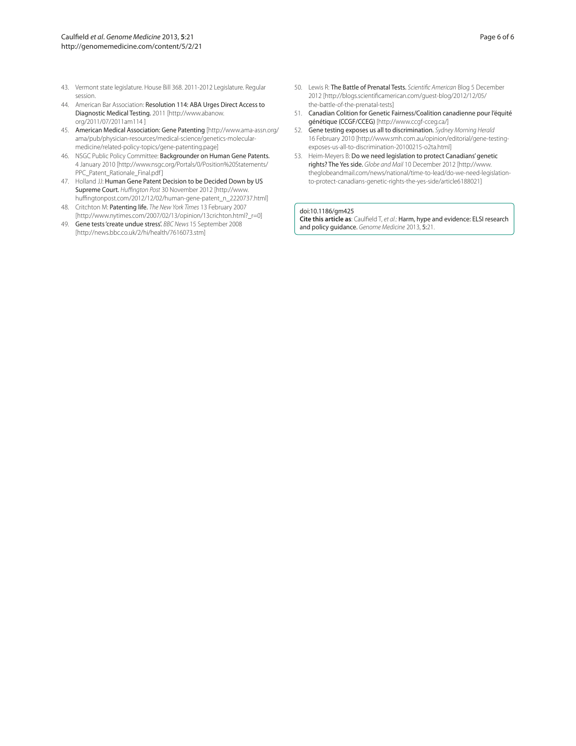43. Vermont state legislature. House Bill 368. 2011-2012 Legislature. Regular session.
44. American Bar Association: **Resolution 114: ABA Urges Direct Access to Diagnostic Medical Testing.** 2011 [http://www.abanow.org/2011/07/2011am114 ]
45. **American Medical Association: Gene Patenting** [http://www.ama-assn.org/ama/pub/physician-resources/medical-science/genetics-molecular-medicine/related-policy-topics/gene-patenting.page]
46. NSGC Public Policy Committee: **Backgrounder on Human Gene Patents.** 4 January 2010 [http://www.nsgc.org/Portals/0/Position%20Statements/PPC_Patent_Rationale_Final.pdf]
47. Holland JJ: **Human Gene Patent Decision to be Decided Down by US Supreme Court.** *Huffington Post* 30 November 2012 [http://www.huffingtonpost.com/2012/12/02/human-gene-patent_n_2220737.html]
48. Critchton M: **Patenting life.** *The New York Times* 13 February 2007 [http://www.nytimes.com/2007/02/13/opinion/13crichton.html?_r=0]
49. **Gene tests 'create undue stress'.** *BBC News* 15 September 2008 [http://news.bbc.co.uk/2/hi/health/7616073.stm]
50. Lewis R: **The Battle of Prenatal Tests.** *Scientific American* Blog 5 December 2012 [http://blogs.scientificamerican.com/guest-blog/2012/12/05/the-battle-of-the-prenatal-tests]
51. **Canadian Colition for Genetic Fairness/Coalition canadienne pour l'équité génétique (CCGF/CCEG)** [http://www.ccgf-cceg.ca/]
52. **Gene testing exposes us all to discrimination.** *Sydney Morning Herald* 16 February 2010 [http://www.smh.com.au/opinion/editorial/gene-testing-exposes-us-all-to-discrimination-20100215-o2ta.html]
53. Heim-Meyers B: **Do we need legislation to protect Canadians' genetic rights? The Yes side.** *Globe and Mail* 10 December 2012 [http://www.theglobeandmail.com/news/national/time-to-lead/do-we-need-legislation-to-protect-canadians-genetic-rights-the-yes-side/article6188021]

doi:10.1186/gm425

**Cite this article as**: Caulfield T, *et al.*: Harm, hype and evidence: ELSI research and policy guidance. *Genome Medicine* 2013, **5**:21.